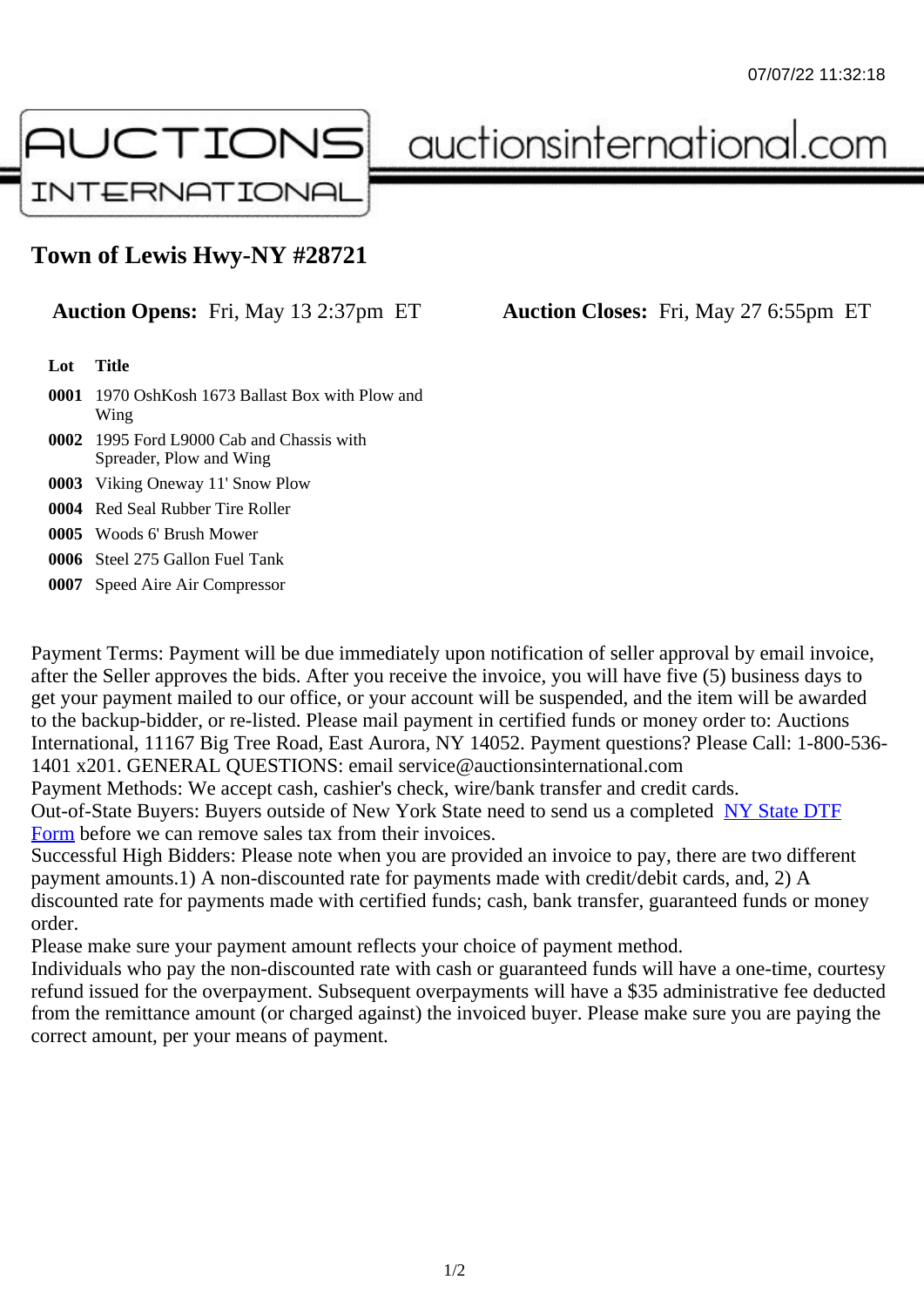# Town of Lewis Hwy-NY #28721

**Auction Opens:** Fri, May 13 2:37pm ET **Auction Closes:** Fri, May 27 6:55pm ET

| Lot | Title |
| --- | --- |
| 0001 | 1970 OshKosh 1673 Ballast Box with Plow and Wing |
| 0002 | 1995 Ford L9000 Cab and Chassis with Spreader, Plow and Wing |
| 0003 | Viking Oneway 11' Snow Plow |
| 0004 | Red Seal Rubber Tire Roller |
| 0005 | Woods 6' Brush Mower |
| 0006 | Steel 275 Gallon Fuel Tank |
| 0007 | Speed Aire Air Compressor |

Payment Terms: Payment will be due immediately upon notification of seller approval by email invoice, after the Seller approves the bids. After you receive the invoice, you will have five (5) business days to get your payment mailed to our office, or your account will be suspended, and the item will be awarded to the backup-bidder, or re-listed. Please mail payment in certified funds or money order to: Auctions International, 11167 Big Tree Road, East Aurora, NY 14052. Payment questions? Please Call: 1-800-536-1401 x201. GENERAL QUESTIONS: email service@auctionsinternational.com

Payment Methods: We accept cash, cashier's check, wire/bank transfer and credit cards.

Out-of-State Buyers: Buyers outside of New York State need to send us a completed NY State DTF Form before we can remove sales tax from their invoices.

Successful High Bidders: Please note when you are provided an invoice to pay, there are two different payment amounts.1) A non-discounted rate for payments made with credit/debit cards, and, 2) A discounted rate for payments made with certified funds; cash, bank transfer, guaranteed funds or money order.

Please make sure your payment amount reflects your choice of payment method.

Individuals who pay the non-discounted rate with cash or guaranteed funds will have a one-time, courtesy refund issued for the overpayment. Subsequent overpayments will have a $35 administrative fee deducted from the remittance amount (or charged against) the invoiced buyer. Please make sure you are paying the correct amount, per your means of payment.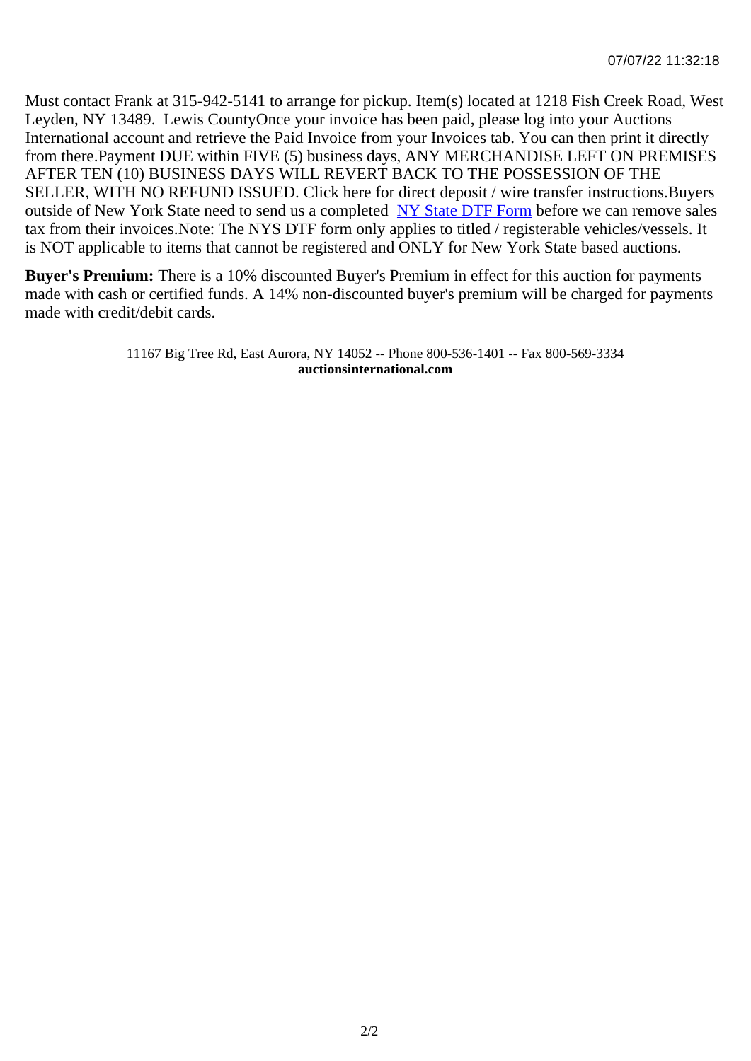Must contact Frank at 315-942-5141 to arrange for pickup. Item(s) located at 1218 Fish Creek Road, West Leyden, NY 13489.  Lewis CountyOnce your invoice has been paid, please log into your Auctions International account and retrieve the Paid Invoice from your Invoices tab. You can then print it directly from there.Payment DUE within FIVE (5) business days, ANY MERCHANDISE LEFT ON PREMISES AFTER TEN (10) BUSINESS DAYS WILL REVERT BACK TO THE POSSESSION OF THE SELLER, WITH NO REFUND ISSUED. Click here for direct deposit / wire transfer instructions.Buyers outside of New York State need to send us a completed NY State DTF Form before we can remove sales tax from their invoices.Note: The NYS DTF form only applies to titled / registerable vehicles/vessels. It is NOT applicable to items that cannot be registered and ONLY for New York State based auctions.

**Buyer's Premium:** There is a 10% discounted Buyer's Premium in effect for this auction for payments made with cash or certified funds. A 14% non-discounted buyer's premium will be charged for payments made with credit/debit cards.

11167 Big Tree Rd, East Aurora, NY 14052 -- Phone 800-536-1401 -- Fax 800-569-3334
**auctionsinternational.com**